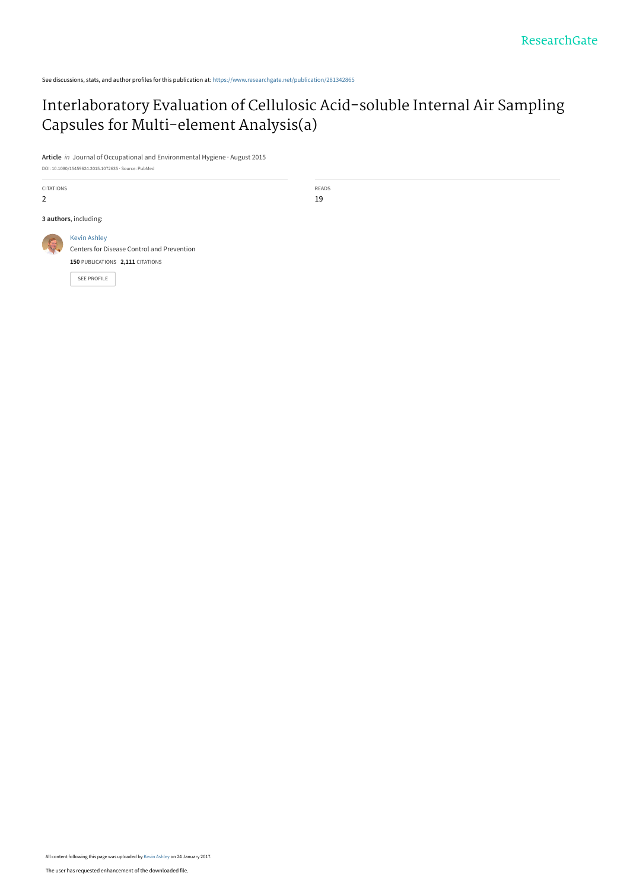See discussions, stats, and author profiles for this publication at: https://www.researchgate.net/publication/281342865

# Interlaboratory Evaluation of Cellulosic Acid-soluble Internal Air Sampling Capsules for Multi-element Analysis(a)

**Article** *in* Journal of Occupational and Environmental Hygiene · August 2015

DOI: 10.1080/15459624.2015.1072635 · Source: PubMed

CITATIONS
2

READS
19

**3 authors**, including:

Kevin Ashley
Centers for Disease Control and Prevention
**150** PUBLICATIONS **2,111** CITATIONS

SEE PROFILE

All content following this page was uploaded by Kevin Ashley on 24 January 2017.

The user has requested enhancement of the downloaded file.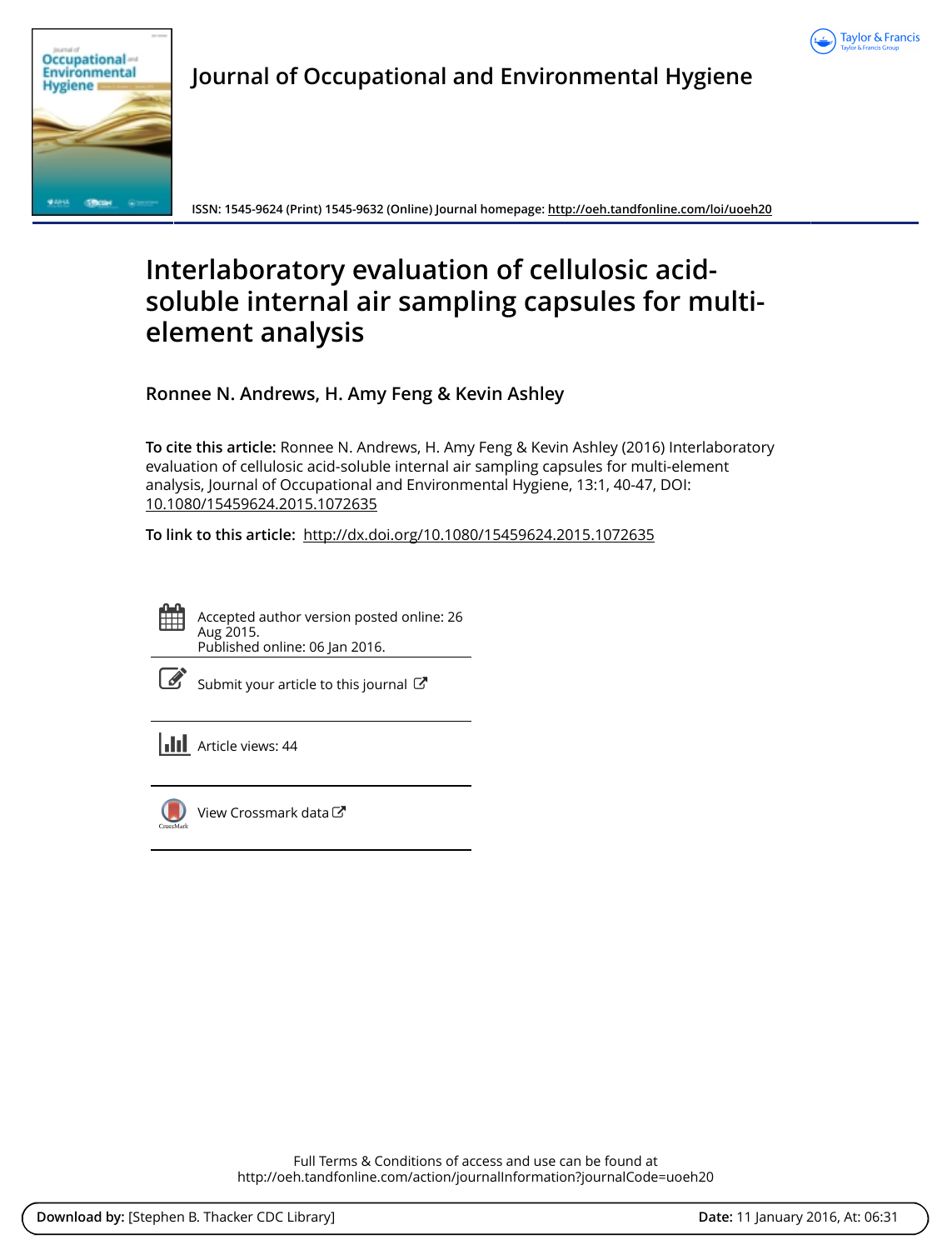Journal of Occupational and Environmental Hygiene

ISSN: 1545-9624 (Print) 1545-9632 (Online) Journal homepage: http://oeh.tandfonline.com/loi/uoeh20

# Interlaboratory evaluation of cellulosic acid-soluble internal air sampling capsules for multi-element analysis

## Ronnee N. Andrews, H. Amy Feng & Kevin Ashley

**To cite this article:** Ronnee N. Andrews, H. Amy Feng & Kevin Ashley (2016) Interlaboratory evaluation of cellulosic acid-soluble internal air sampling capsules for multi-element analysis, Journal of Occupational and Environmental Hygiene, 13:1, 40-47, DOI: 10.1080/15459624.2015.1072635

**To link to this article:** http://dx.doi.org/10.1080/15459624.2015.1072635

Accepted author version posted online: 26 Aug 2015.
Published online: 06 Jan 2016.

Submit your article to this journal

Article views: 44

View Crossmark data

Full Terms & Conditions of access and use can be found at
http://oeh.tandfonline.com/action/journalInformation?journalCode=uoeh20

**Download by:** [Stephen B. Thacker CDC Library] **Date:** 11 January 2016, At: 06:31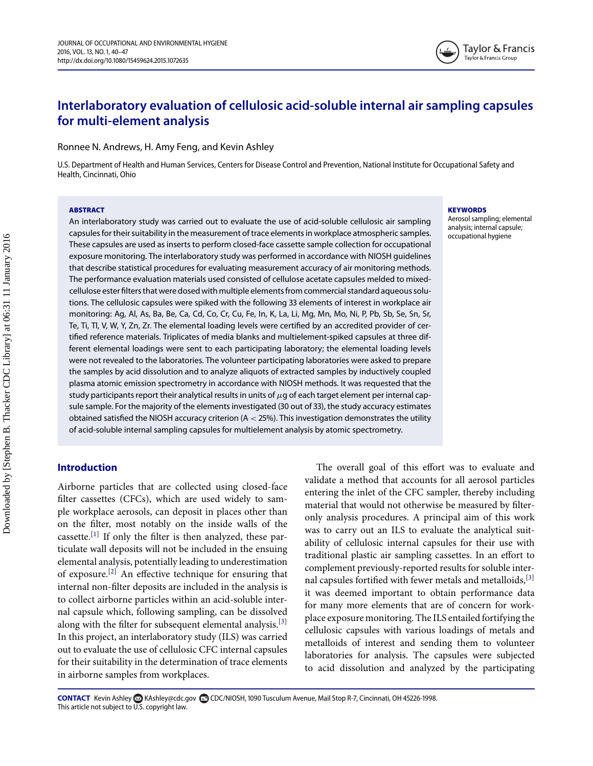# Interlaboratory evaluation of cellulosic acid-soluble internal air sampling capsules for multi-element analysis

Ronnee N. Andrews, H. Amy Feng, and Kevin Ashley

U.S. Department of Health and Human Services, Centers for Disease Control and Prevention, National Institute for Occupational Safety and Health, Cincinnati, Ohio

## ABSTRACT

An interlaboratory study was carried out to evaluate the use of acid-soluble cellulosic air sampling capsules for their suitability in the measurement of trace elements in workplace atmospheric samples. These capsules are used as inserts to perform closed-face cassette sample collection for occupational exposure monitoring. The interlaboratory study was performed in accordance with NIOSH guidelines that describe statistical procedures for evaluating measurement accuracy of air monitoring methods. The performance evaluation materials used consisted of cellulose acetate capsules melded to mixed-cellulose ester filters that were dosed with multiple elements from commercial standard aqueous solutions. The cellulosic capsules were spiked with the following 33 elements of interest in workplace air monitoring: Ag, Al, As, Ba, Be, Ca, Cd, Co, Cr, Cu, Fe, In, K, La, Li, Mg, Mn, Mo, Ni, P, Pb, Sb, Se, Sn, Sr, Te, Ti, Tl, V, W, Y, Zn, Zr. The elemental loading levels were certified by an accredited provider of certified reference materials. Triplicates of media blanks and multielement-spiked capsules at three different elemental loadings were sent to each participating laboratory; the elemental loading levels were not revealed to the laboratories. The volunteer participating laboratories were asked to prepare the samples by acid dissolution and to analyze aliquots of extracted samples by inductively coupled plasma atomic emission spectrometry in accordance with NIOSH methods. It was requested that the study participants report their analytical results in units of $\mu$g of each target element per internal capsule sample. For the majority of the elements investigated (30 out of 33), the study accuracy estimates obtained satisfied the NIOSH accuracy criterion ($A < 25\%$). This investigation demonstrates the utility of acid-soluble internal sampling capsules for multielement analysis by atomic spectrometry.

**KEYWORDS**

Aerosol sampling; elemental analysis; internal capsule; occupational hygiene

## Introduction

Airborne particles that are collected using closed-face filter cassettes (CFCs), which are used widely to sample workplace aerosols, can deposit in places other than on the filter, most notably on the inside walls of the cassette.[1] If only the filter is then analyzed, these particulate wall deposits will not be included in the ensuing elemental analysis, potentially leading to underestimation of exposure.[2] An effective technique for ensuring that internal non-filter deposits are included in the analysis is to collect airborne particles within an acid-soluble internal capsule which, following sampling, can be dissolved along with the filter for subsequent elemental analysis.[3] In this project, an interlaboratory study (ILS) was carried out to evaluate the use of cellulosic CFC internal capsules for their suitability in the determination of trace elements in airborne samples from workplaces.

The overall goal of this effort was to evaluate and validate a method that accounts for all aerosol particles entering the inlet of the CFC sampler, thereby including material that would not otherwise be measured by filter-only analysis procedures. A principal aim of this work was to carry out an ILS to evaluate the analytical suitability of cellulosic internal capsules for their use with traditional plastic air sampling cassettes. In an effort to complement previously-reported results for soluble internal capsules fortified with fewer metals and metalloids,[3] it was deemed important to obtain performance data for many more elements that are of concern for workplace exposure monitoring. The ILS entailed fortifying the cellulosic capsules with various loadings of metals and metalloids of interest and sending them to volunteer laboratories for analysis. The capsules were subjected to acid dissolution and analyzed by the participating

**CONTACT** Kevin Ashley KAshley@cdc.gov CDC/NIOSH, 1090 Tusculum Avenue, Mail Stop R-7, Cincinnati, OH 45226-1998.
This article not subject to U.S. copyright law.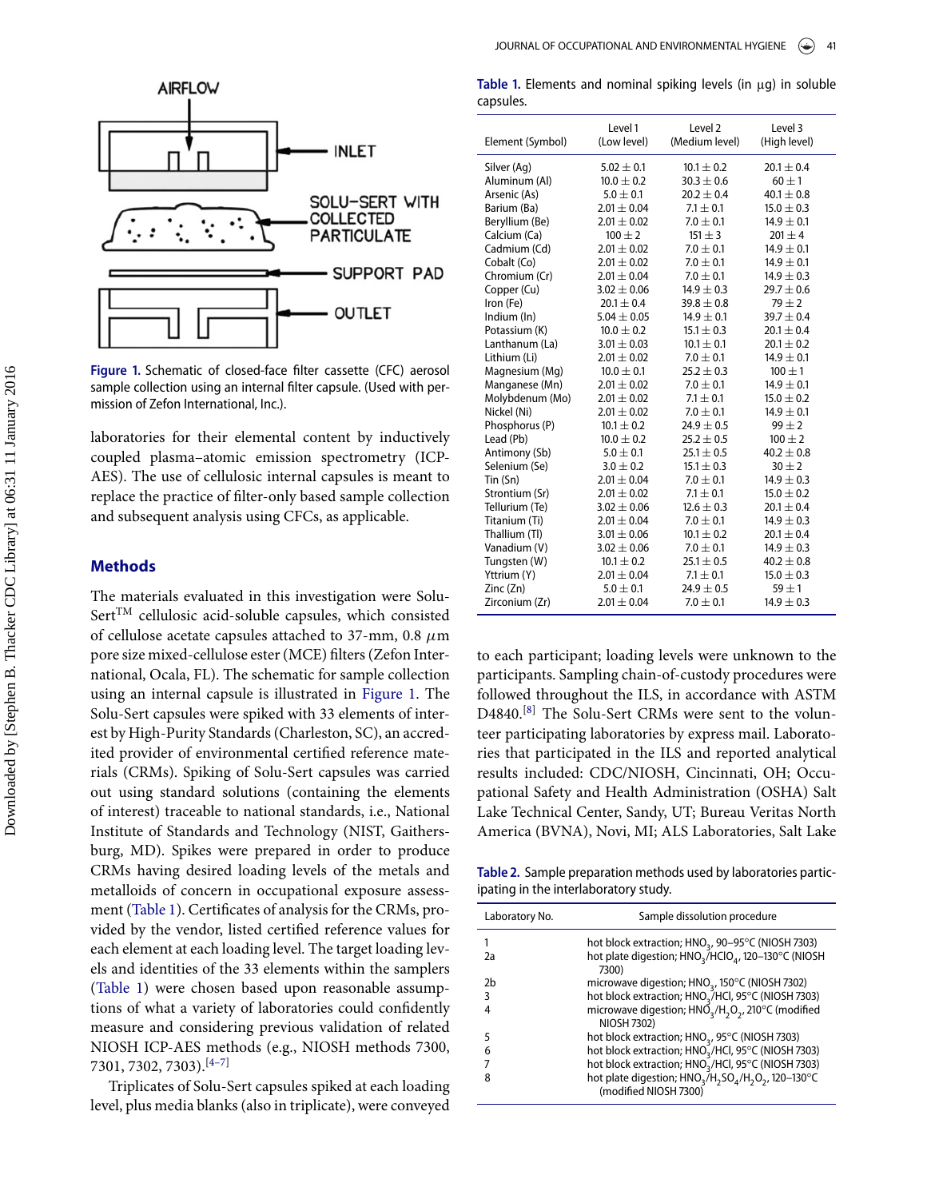Figure 1. Schematic of closed-face filter cassette (CFC) aerosol sample collection using an internal filter capsule. (Used with permission of Zefon International, Inc.).

laboratories for their elemental content by inductively coupled plasma–atomic emission spectrometry (ICP-AES). The use of cellulosic internal capsules is meant to replace the practice of filter-only based sample collection and subsequent analysis using CFCs, as applicable.

## Methods

The materials evaluated in this investigation were Solu-Sert™ cellulosic acid-soluble capsules, which consisted of cellulose acetate capsules attached to 37-mm, 0.8 $\mu$m pore size mixed-cellulose ester (MCE) filters (Zefon International, Ocala, FL). The schematic for sample collection using an internal capsule is illustrated in Figure 1. The Solu-Sert capsules were spiked with 33 elements of interest by High-Purity Standards (Charleston, SC), an accredited provider of environmental certified reference materials (CRMs). Spiking of Solu-Sert capsules was carried out using standard solutions (containing the elements of interest) traceable to national standards, i.e., National Institute of Standards and Technology (NIST, Gaithersburg, MD). Spikes were prepared in order to produce CRMs having desired loading levels of the metals and metalloids of concern in occupational exposure assessment (Table 1). Certificates of analysis for the CRMs, provided by the vendor, listed certified reference values for each element at each loading level. The target loading levels and identities of the 33 elements within the samplers (Table 1) were chosen based upon reasonable assumptions of what a variety of laboratories could confidently measure and considering previous validation of related NIOSH ICP-AES methods (e.g., NIOSH methods 7300, 7301, 7302, 7303).[4–7]

Triplicates of Solu-Sert capsules spiked at each loading level, plus media blanks (also in triplicate), were conveyed to each participant; loading levels were unknown to the participants. Sampling chain-of-custody procedures were followed throughout the ILS, in accordance with ASTM D4840.[8] The Solu-Sert CRMs were sent to the volunteer participating laboratories by express mail. Laboratories that participated in the ILS and reported analytical results included: CDC/NIOSH, Cincinnati, OH; Occupational Safety and Health Administration (OSHA) Salt Lake Technical Center, Sandy, UT; Bureau Veritas North America (BVNA), Novi, MI; ALS Laboratories, Salt Lake

Table 1. Elements and nominal spiking levels (in $\mu$g) in soluble capsules.

| Element (Symbol) | Level 1 (Low level) | Level 2 (Medium level) | Level 3 (High level) |
|---|---|---|---|
| Silver (Ag) | 5.02 ± 0.1 | 10.1 ± 0.2 | 20.1 ± 0.4 |
| Aluminum (Al) | 10.0 ± 0.2 | 30.3 ± 0.6 | 60 ± 1 |
| Arsenic (As) | 5.0 ± 0.1 | 20.2 ± 0.4 | 40.1 ± 0.8 |
| Barium (Ba) | 2.01 ± 0.04 | 7.1 ± 0.1 | 15.0 ± 0.3 |
| Beryllium (Be) | 2.01 ± 0.02 | 7.0 ± 0.1 | 14.9 ± 0.1 |
| Calcium (Ca) | 100 ± 2 | 151 ± 3 | 201 ± 4 |
| Cadmium (Cd) | 2.01 ± 0.02 | 7.0 ± 0.1 | 14.9 ± 0.1 |
| Cobalt (Co) | 2.01 ± 0.02 | 7.0 ± 0.1 | 14.9 ± 0.1 |
| Chromium (Cr) | 2.01 ± 0.04 | 7.0 ± 0.1 | 14.9 ± 0.3 |
| Copper (Cu) | 3.02 ± 0.06 | 14.9 ± 0.3 | 29.7 ± 0.6 |
| Iron (Fe) | 20.1 ± 0.4 | 39.8 ± 0.8 | 79 ± 2 |
| Indium (In) | 5.04 ± 0.05 | 14.9 ± 0.1 | 39.7 ± 0.4 |
| Potassium (K) | 10.0 ± 0.2 | 15.1 ± 0.3 | 20.1 ± 0.4 |
| Lanthanum (La) | 3.01 ± 0.03 | 10.1 ± 0.1 | 20.1 ± 0.2 |
| Lithium (Li) | 2.01 ± 0.02 | 7.0 ± 0.1 | 14.9 ± 0.1 |
| Magnesium (Mg) | 10.0 ± 0.1 | 25.2 ± 0.3 | 100 ± 1 |
| Manganese (Mn) | 2.01 ± 0.02 | 7.0 ± 0.1 | 14.9 ± 0.1 |
| Molybdenum (Mo) | 2.01 ± 0.02 | 7.1 ± 0.1 | 15.0 ± 0.2 |
| Nickel (Ni) | 2.01 ± 0.02 | 7.0 ± 0.1 | 14.9 ± 0.1 |
| Phosphorus (P) | 10.1 ± 0.2 | 24.9 ± 0.5 | 99 ± 2 |
| Lead (Pb) | 10.0 ± 0.2 | 25.2 ± 0.5 | 100 ± 2 |
| Antimony (Sb) | 5.0 ± 0.1 | 25.1 ± 0.5 | 40.2 ± 0.8 |
| Selenium (Se) | 3.0 ± 0.2 | 15.1 ± 0.3 | 30 ± 2 |
| Tin (Sn) | 2.01 ± 0.04 | 7.0 ± 0.1 | 14.9 ± 0.3 |
| Strontium (Sr) | 2.01 ± 0.02 | 7.1 ± 0.1 | 15.0 ± 0.2 |
| Tellurium (Te) | 3.02 ± 0.06 | 12.6 ± 0.3 | 20.1 ± 0.4 |
| Titanium (Ti) | 2.01 ± 0.04 | 7.0 ± 0.1 | 14.9 ± 0.3 |
| Thallium (Tl) | 3.01 ± 0.06 | 10.1 ± 0.2 | 20.1 ± 0.4 |
| Vanadium (V) | 3.02 ± 0.06 | 7.0 ± 0.1 | 14.9 ± 0.3 |
| Tungsten (W) | 10.1 ± 0.2 | 25.1 ± 0.5 | 40.2 ± 0.8 |
| Yttrium (Y) | 2.01 ± 0.04 | 7.1 ± 0.1 | 15.0 ± 0.3 |
| Zinc (Zn) | 5.0 ± 0.1 | 24.9 ± 0.5 | 59 ± 1 |
| Zirconium (Zr) | 2.01 ± 0.04 | 7.0 ± 0.1 | 14.9 ± 0.3 |

Table 2. Sample preparation methods used by laboratories participating in the interlaboratory study.

| Laboratory No. | Sample dissolution procedure |
|---|---|
| 1 | hot block extraction; $HNO_3$, 90–95°C (NIOSH 7303) |
| 2a | hot plate digestion; $HNO_3/HClO_4$, 120–130°C (NIOSH 7300) |
| 2b | microwave digestion; $HNO_3$, 150°C (NIOSH 7302) |
| 3 | hot block extraction; $HNO_3/HCl$, 95°C (NIOSH 7303) |
| 4 | microwave digestion; $HNO_3/H_2O_2$, 210°C (modified NIOSH 7302) |
| 5 | hot block extraction; $HNO_3$, 95°C (NIOSH 7303) |
| 6 | hot block extraction; $HNO_3/HCl$, 95°C (NIOSH 7303) |
| 7 | hot block extraction; $HNO_3/HCl$, 95°C (NIOSH 7303) |
| 8 | hot plate digestion; $HNO_3/H_2SO_4/H_2O_2$, 120–130°C (modified NIOSH 7300) |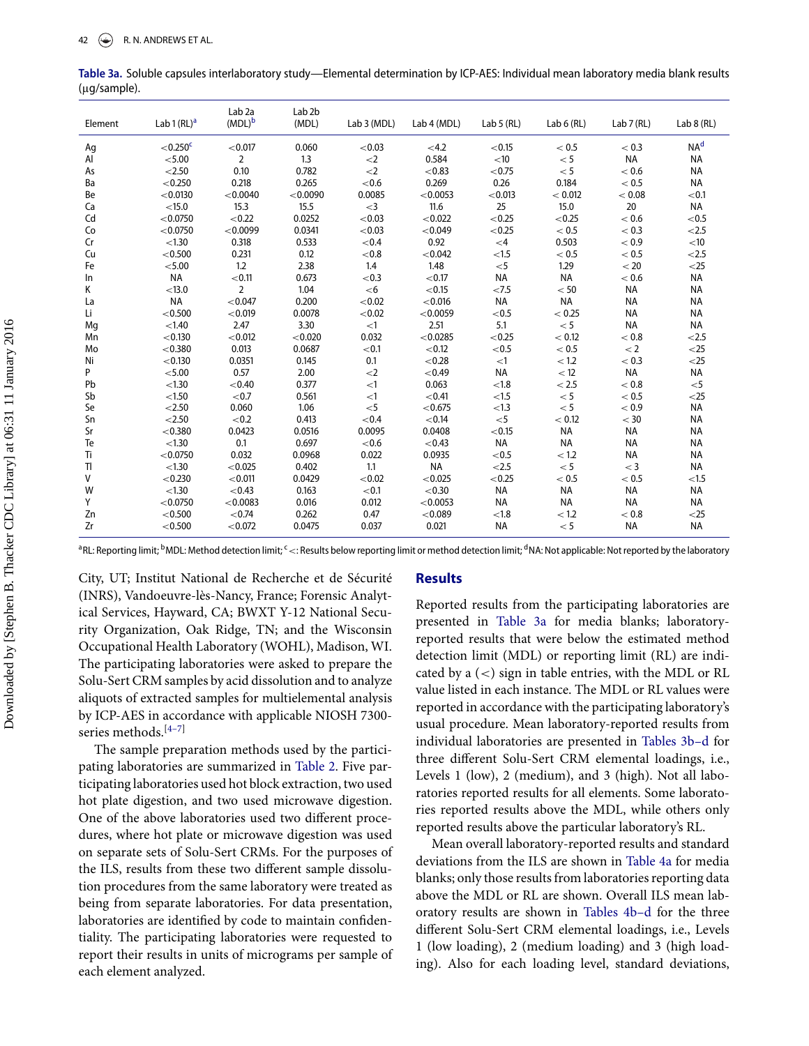**Table 3a.** Soluble capsules interlaboratory study—Elemental determination by ICP-AES: Individual mean laboratory media blank results (μg/sample).

| Element | Lab 1 (RL)[a] | Lab 2a (MDL)[b] | Lab 2b (MDL) | Lab 3 (MDL) | Lab 4 (MDL) | Lab 5 (RL) | Lab 6 (RL) | Lab 7 (RL) | Lab 8 (RL) |
|---|---|---|---|---|---|---|---|---|---|
| Ag | <0.250[c] | <0.017 | 0.060 | <0.03 | <4.2 | <0.15 | < 0.5 | < 0.3 | NA[d] |
| Al | <5.00 | 2 | 1.3 | <2 | 0.584 | <10 | < 5 | NA | NA |
| As | <2.50 | 0.10 | 0.782 | <2 | <0.83 | <0.75 | < 5 | < 0.6 | NA |
| Ba | <0.250 | 0.218 | 0.265 | <0.6 | 0.269 | 0.26 | 0.184 | < 0.5 | NA |
| Be | <0.0130 | <0.0040 | <0.0090 | 0.0085 | <0.0053 | <0.013 | < 0.012 | < 0.08 | <0.1 |
| Ca | <15.0 | 15.3 | 15.5 | <3 | 11.6 | 25 | 15.0 | 20 | NA |
| Cd | <0.0750 | <0.22 | 0.0252 | <0.03 | <0.022 | <0.25 | <0.25 | < 0.6 | <0.5 |
| Co | <0.0750 | <0.0099 | 0.0341 | <0.03 | <0.049 | <0.25 | < 0.5 | < 0.3 | <2.5 |
| Cr | <1.30 | 0.318 | 0.533 | <0.4 | 0.92 | <4 | 0.503 | < 0.9 | <10 |
| Cu | <0.500 | 0.231 | 0.12 | <0.8 | <0.042 | <1.5 | < 0.5 | < 0.5 | <2.5 |
| Fe | <5.00 | 1.2 | 2.38 | 1.4 | 1.48 | <5 | 1.29 | < 20 | <25 |
| In | NA | <0.11 | 0.673 | <0.3 | <0.17 | NA | NA | < 0.6 | NA |
| K | <13.0 | 2 | 1.04 | <6 | <0.15 | <7.5 | < 50 | NA | NA |
| La | NA | <0.047 | 0.200 | <0.02 | <0.016 | NA | NA | NA | NA |
| Li | <0.500 | <0.019 | 0.0078 | <0.02 | <0.0059 | <0.5 | < 0.25 | NA | NA |
| Mg | <1.40 | 2.47 | 3.30 | <1 | 2.51 | 5.1 | < 5 | NA | NA |
| Mn | <0.130 | <0.012 | <0.020 | 0.032 | <0.0285 | <0.25 | < 0.12 | < 0.8 | <2.5 |
| Mo | <0.380 | 0.013 | 0.0687 | <0.1 | <0.12 | <0.5 | < 0.5 | < 2 | <25 |
| Ni | <0.130 | 0.0351 | 0.145 | 0.1 | <0.28 | <1 | < 1.2 | < 0.3 | <25 |
| P | <5.00 | 0.57 | 2.00 | <2 | <0.49 | NA | < 12 | NA | NA |
| Pb | <1.30 | <0.40 | 0.377 | <1 | 0.063 | <1.8 | < 2.5 | < 0.8 | <5 |
| Sb | <1.50 | <0.7 | 0.561 | <1 | <0.41 | <1.5 | < 5 | < 0.5 | <25 |
| Se | <2.50 | 0.060 | 1.06 | <5 | <0.675 | <1.3 | < 5 | < 0.9 | NA |
| Sn | <2.50 | <0.2 | 0.413 | <0.4 | <0.14 | <5 | < 0.12 | < 30 | NA |
| Sr | <0.380 | 0.0423 | 0.0516 | 0.0095 | 0.0408 | <0.15 | NA | NA | NA |
| Te | <1.30 | 0.1 | 0.697 | <0.6 | <0.43 | NA | NA | NA | NA |
| Ti | <0.0750 | 0.032 | 0.0968 | 0.022 | 0.0935 | <0.5 | < 1.2 | NA | NA |
| Tl | <1.30 | <0.025 | 0.402 | 1.1 | NA | <2.5 | < 5 | < 3 | NA |
| V | <0.230 | <0.011 | 0.0429 | <0.02 | <0.025 | <0.25 | < 0.5 | < 0.5 | <1.5 |
| W | <1.30 | <0.43 | 0.163 | <0.1 | <0.30 | NA | NA | NA | NA |
| Y | <0.0750 | <0.0083 | 0.016 | 0.012 | <0.0053 | NA | NA | NA | NA |
| Zn | <0.500 | <0.74 | 0.262 | 0.47 | <0.089 | <1.8 | < 1.2 | < 0.8 | <25 |
| Zr | <0.500 | <0.072 | 0.0475 | 0.037 | 0.021 | NA | < 5 | NA | NA |

[a]RL: Reporting limit; [b]MDL: Method detection limit; [c]<: Results below reporting limit or method detection limit; [d]NA: Not applicable: Not reported by the laboratory

City, UT; Institut National de Recherche et de Sécurité (INRS), Vandoeuvre-lès-Nancy, France; Forensic Analytical Services, Hayward, CA; BWXT Y-12 National Security Organization, Oak Ridge, TN; and the Wisconsin Occupational Health Laboratory (WOHL), Madison, WI. The participating laboratories were asked to prepare the Solu-Sert CRM samples by acid dissolution and to analyze aliquots of extracted samples for multielemental analysis by ICP-AES in accordance with applicable NIOSH 7300-series methods.[4–7]

The sample preparation methods used by the participating laboratories are summarized in Table 2. Five participating laboratories used hot block extraction, two used hot plate digestion, and two used microwave digestion. One of the above laboratories used two different procedures, where hot plate or microwave digestion was used on separate sets of Solu-Sert CRMs. For the purposes of the ILS, results from these two different sample dissolution procedures from the same laboratory were treated as being from separate laboratories. For data presentation, laboratories are identified by code to maintain confidentiality. The participating laboratories were requested to report their results in units of micrograms per sample of each element analyzed.

## Results

Reported results from the participating laboratories are presented in Table 3a for media blanks; laboratory-reported results that were below the estimated method detection limit (MDL) or reporting limit (RL) are indicated by a (<) sign in table entries, with the MDL or RL value listed in each instance. The MDL or RL values were reported in accordance with the participating laboratory's usual procedure. Mean laboratory-reported results from individual laboratories are presented in Tables 3b–d for three different Solu-Sert CRM elemental loadings, i.e., Levels 1 (low), 2 (medium), and 3 (high). Not all laboratories reported results for all elements. Some laboratories reported results above the MDL, while others only reported results above the particular laboratory's RL.

Mean overall laboratory-reported results and standard deviations from the ILS are shown in Table 4a for media blanks; only those results from laboratories reporting data above the MDL or RL are shown. Overall ILS mean laboratory results are shown in Tables 4b–d for the three different Solu-Sert CRM elemental loadings, i.e., Levels 1 (low loading), 2 (medium loading) and 3 (high loading). Also for each loading level, standard deviations,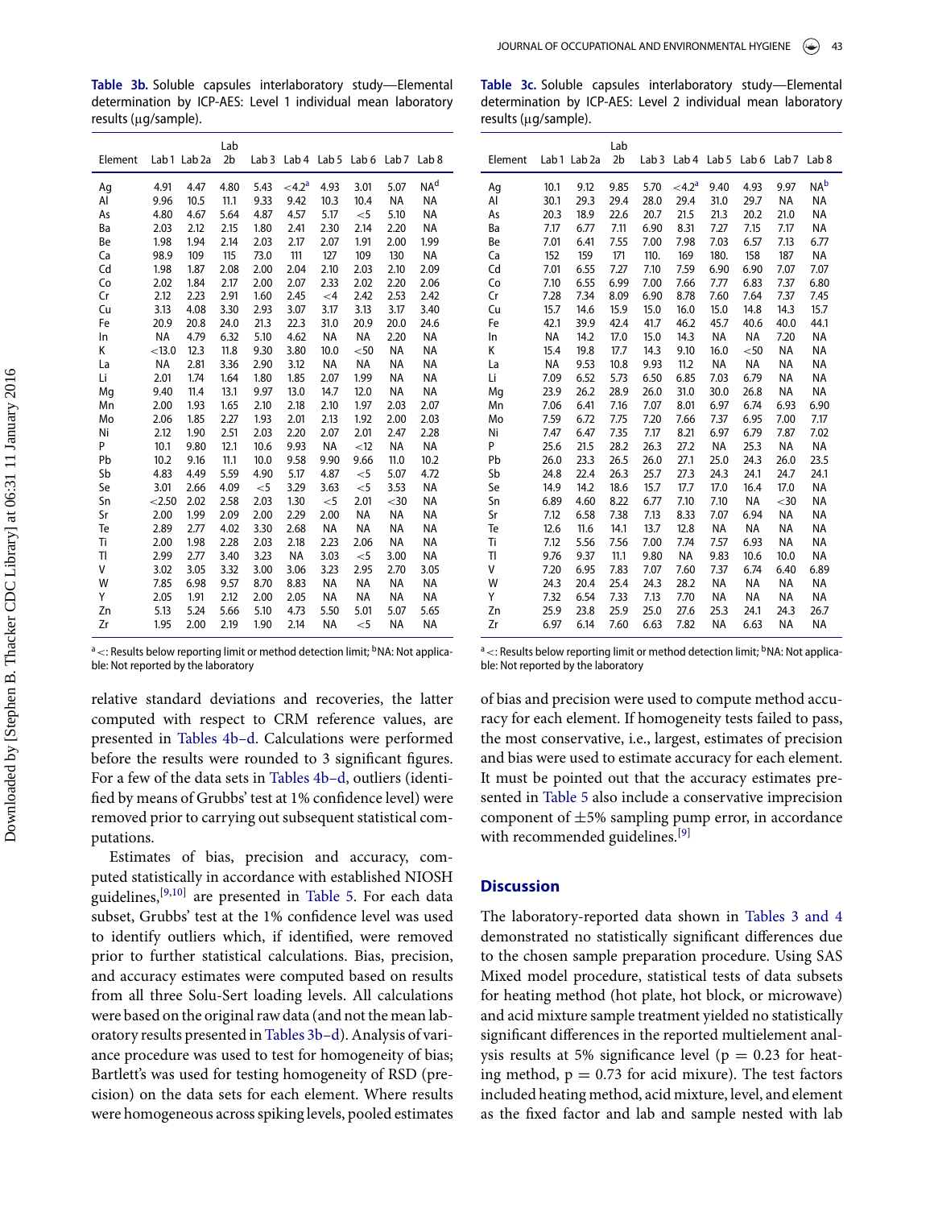**Table 3b.** Soluble capsules interlaboratory study—Elemental determination by ICP-AES: Level 1 individual mean laboratory results (μg/sample).

| Element | Lab 1 | Lab 2a | Lab 2b | Lab 3 | Lab 4 | Lab 5 | Lab 6 | Lab 7 | Lab 8 |
|---|---|---|---|---|---|---|---|---|---|
| Ag | 4.91 | 4.47 | 4.80 | 5.43 | <4.2[a] | 4.93 | 3.01 | 5.07 | NA[d] |
| Al | 9.96 | 10.5 | 11.1 | 9.33 | 9.42 | 10.3 | 10.4 | NA | NA |
| As | 4.80 | 4.67 | 5.64 | 4.87 | 4.57 | 5.17 | <5 | 5.10 | NA |
| Ba | 2.03 | 2.12 | 2.15 | 1.80 | 2.41 | 2.30 | 2.14 | 2.20 | NA |
| Be | 1.98 | 1.94 | 2.14 | 2.03 | 2.17 | 2.07 | 1.91 | 2.00 | 1.99 |
| Ca | 98.9 | 109 | 115 | 73.0 | 111 | 127 | 109 | 130 | NA |
| Cd | 1.98 | 1.87 | 2.08 | 2.00 | 2.04 | 2.10 | 2.03 | 2.10 | 2.09 |
| Co | 2.02 | 1.84 | 2.17 | 2.00 | 2.07 | 2.33 | 2.02 | 2.20 | 2.06 |
| Cr | 2.12 | 2.23 | 2.91 | 1.60 | 2.45 | <4 | 2.42 | 2.53 | 2.42 |
| Cu | 3.13 | 4.08 | 3.30 | 2.93 | 3.07 | 3.17 | 3.13 | 3.17 | 3.40 |
| Fe | 20.9 | 20.8 | 24.0 | 21.3 | 22.3 | 31.0 | 20.9 | 20.0 | 24.6 |
| In | NA | 4.79 | 6.32 | 5.10 | 4.62 | NA | NA | 2.20 | NA |
| K | <13.0 | 12.3 | 11.8 | 9.30 | 3.80 | 10.0 | <50 | NA | NA |
| La | NA | 2.81 | 3.36 | 2.90 | 3.12 | NA | NA | NA | NA |
| Li | 2.01 | 1.74 | 1.64 | 1.80 | 1.85 | 2.07 | 1.99 | NA | NA |
| Mg | 9.40 | 11.4 | 13.1 | 9.97 | 13.0 | 14.7 | 12.0 | NA | NA |
| Mn | 2.00 | 1.93 | 1.65 | 2.10 | 2.18 | 2.10 | 1.97 | 2.03 | 2.07 |
| Mo | 2.06 | 1.85 | 2.27 | 1.93 | 2.01 | 2.13 | 1.92 | 2.00 | 2.03 |
| Ni | 2.12 | 1.90 | 2.51 | 2.03 | 2.20 | 2.07 | 2.01 | 2.47 | 2.28 |
| P | 10.1 | 9.80 | 12.1 | 10.6 | 9.93 | NA | <12 | NA | NA |
| Pb | 10.2 | 9.16 | 11.1 | 10.0 | 9.58 | 9.90 | 9.66 | 11.0 | 10.2 |
| Sb | 4.83 | 4.49 | 5.59 | 4.90 | 5.17 | 4.87 | <5 | 5.07 | 4.72 |
| Se | 3.01 | 2.66 | 4.09 | <5 | 3.29 | 3.63 | <5 | 3.53 | NA |
| Sn | <2.50 | 2.02 | 2.58 | 2.03 | 1.30 | <5 | 2.01 | <30 | NA |
| Sr | 2.00 | 1.99 | 2.09 | 2.00 | 2.29 | 2.00 | NA | NA | NA |
| Te | 2.89 | 2.77 | 4.02 | 3.30 | 2.68 | NA | NA | NA | NA |
| Ti | 2.00 | 1.98 | 2.28 | 2.03 | 2.18 | 2.23 | 2.06 | NA | NA |
| Tl | 2.99 | 2.77 | 3.40 | 3.23 | NA | 3.03 | <5 | 3.00 | NA |
| V | 3.02 | 3.05 | 3.32 | 3.00 | 3.06 | 3.23 | 2.95 | 2.70 | 3.05 |
| W | 7.85 | 6.98 | 9.57 | 8.70 | 8.83 | NA | NA | NA | NA |
| Y | 2.05 | 1.91 | 2.12 | 2.00 | 2.05 | NA | NA | NA | NA |
| Zn | 5.13 | 5.24 | 5.66 | 5.10 | 4.73 | 5.50 | 5.01 | 5.07 | 5.65 |
| Zr | 1.95 | 2.00 | 2.19 | 1.90 | 2.14 | NA | <5 | NA | NA |

[a] <: Results below reporting limit or method detection limit; [b]NA: Not applicable: Not reported by the laboratory

**Table 3c.** Soluble capsules interlaboratory study—Elemental determination by ICP-AES: Level 2 individual mean laboratory results (μg/sample).

| Element | Lab 1 | Lab 2a | Lab 2b | Lab 3 | Lab 4 | Lab 5 | Lab 6 | Lab 7 | Lab 8 |
|---|---|---|---|---|---|---|---|---|---|
| Ag | 10.1 | 9.12 | 9.85 | 5.70 | <4.2[a] | 9.40 | 4.93 | 9.97 | NA[b] |
| Al | 30.1 | 29.3 | 29.4 | 28.0 | 29.4 | 31.0 | 29.7 | NA | NA |
| As | 20.3 | 18.9 | 22.6 | 20.7 | 21.5 | 21.3 | 20.2 | 21.0 | NA |
| Ba | 7.17 | 6.77 | 7.11 | 6.90 | 8.31 | 7.27 | 7.15 | 7.17 | NA |
| Be | 7.01 | 6.41 | 7.55 | 7.00 | 7.98 | 7.03 | 6.57 | 7.13 | 6.77 |
| Ca | 152 | 159 | 171 | 110. | 169 | 180. | 158 | 187 | NA |
| Cd | 7.01 | 6.55 | 7.27 | 7.10 | 7.59 | 6.90 | 6.90 | 7.07 | 7.07 |
| Co | 7.10 | 6.55 | 6.99 | 7.00 | 7.66 | 7.77 | 6.83 | 7.37 | 6.80 |
| Cr | 7.28 | 7.34 | 8.09 | 6.90 | 8.78 | 7.60 | 7.64 | 7.37 | 7.45 |
| Cu | 15.7 | 14.6 | 15.9 | 15.0 | 16.0 | 15.0 | 14.8 | 14.3 | 15.7 |
| Fe | 42.1 | 39.9 | 42.4 | 41.7 | 46.2 | 45.7 | 40.6 | 40.0 | 44.1 |
| In | NA | 14.2 | 17.0 | 15.0 | 14.3 | NA | NA | 7.20 | NA |
| K | 15.4 | 19.8 | 17.7 | 14.3 | 9.10 | 16.0 | <50 | NA | NA |
| La | NA | 9.53 | 10.8 | 9.93 | 11.2 | NA | NA | NA | NA |
| Li | 7.09 | 6.52 | 5.73 | 6.50 | 6.85 | 7.03 | 6.79 | NA | NA |
| Mg | 23.9 | 26.2 | 28.9 | 26.0 | 31.0 | 30.0 | 26.8 | NA | NA |
| Mn | 7.06 | 6.41 | 7.16 | 7.07 | 8.01 | 6.97 | 6.74 | 6.93 | 6.90 |
| Mo | 7.59 | 6.72 | 7.75 | 7.20 | 7.66 | 7.37 | 6.95 | 7.00 | 7.17 |
| Ni | 7.47 | 6.47 | 7.35 | 7.17 | 8.21 | 6.97 | 6.79 | 7.87 | 7.02 |
| P | 25.6 | 21.5 | 28.2 | 26.3 | 27.2 | NA | 25.3 | NA | NA |
| Pb | 26.0 | 23.3 | 26.5 | 26.0 | 27.1 | 25.0 | 24.3 | 26.0 | 23.5 |
| Sb | 24.8 | 22.4 | 26.3 | 25.7 | 27.3 | 24.3 | 24.1 | 24.7 | 24.1 |
| Se | 14.9 | 14.2 | 18.6 | 15.7 | 17.7 | 17.0 | 16.4 | 17.0 | NA |
| Sn | 6.89 | 4.60 | 8.22 | 6.77 | 7.10 | 7.10 | NA | <30 | NA |
| Sr | 7.12 | 6.58 | 7.38 | 7.13 | 8.33 | 7.07 | 6.94 | NA | NA |
| Te | 12.6 | 11.6 | 14.1 | 13.7 | 12.8 | NA | NA | NA | NA |
| Ti | 7.12 | 5.56 | 7.56 | 7.00 | 7.74 | 7.57 | 6.93 | NA | NA |
| Tl | 9.76 | 9.37 | 11.1 | 9.80 | NA | 9.83 | 10.6 | 10.0 | NA |
| V | 7.20 | 6.95 | 7.83 | 7.07 | 7.60 | 7.37 | 6.74 | 6.40 | 6.89 |
| W | 24.3 | 20.4 | 25.4 | 24.3 | 28.2 | NA | NA | NA | NA |
| Y | 7.32 | 6.54 | 7.33 | 7.13 | 7.70 | NA | NA | NA | NA |
| Zn | 25.9 | 23.8 | 25.9 | 25.0 | 27.6 | 25.3 | 24.1 | 24.3 | 26.7 |
| Zr | 6.97 | 6.14 | 7.60 | 6.63 | 7.82 | NA | 6.63 | NA | NA |

[a] <: Results below reporting limit or method detection limit; [b]NA: Not applicable: Not reported by the laboratory

relative standard deviations and recoveries, the latter computed with respect to CRM reference values, are presented in Tables 4b–d. Calculations were performed before the results were rounded to 3 significant figures. For a few of the data sets in Tables 4b–d, outliers (identified by means of Grubbs' test at 1% confidence level) were removed prior to carrying out subsequent statistical computations.

Estimates of bias, precision and accuracy, computed statistically in accordance with established NIOSH guidelines,[9,10] are presented in Table 5. For each data subset, Grubbs' test at the 1% confidence level was used to identify outliers which, if identified, were removed prior to further statistical calculations. Bias, precision, and accuracy estimates were computed based on results from all three Solu-Sert loading levels. All calculations were based on the original raw data (and not the mean laboratory results presented in Tables 3b–d). Analysis of variance procedure was used to test for homogeneity of bias; Bartlett's was used for testing homogeneity of RSD (precision) on the data sets for each element. Where results were homogeneous across spiking levels, pooled estimates of bias and precision were used to compute method accuracy for each element. If homogeneity tests failed to pass, the most conservative, i.e., largest, estimates of precision and bias were used to estimate accuracy for each element. It must be pointed out that the accuracy estimates presented in Table 5 also include a conservative imprecision component of ±5% sampling pump error, in accordance with recommended guidelines.[9]

## Discussion

The laboratory-reported data shown in Tables 3 and 4 demonstrated no statistically significant differences due to the chosen sample preparation procedure. Using SAS Mixed model procedure, statistical tests of data subsets for heating method (hot plate, hot block, or microwave) and acid mixture sample treatment yielded no statistically significant differences in the reported multielement analysis results at 5% significance level ($p = 0.23$ for heating method, $p = 0.73$ for acid mixure). The test factors included heating method, acid mixture, level, and element as the fixed factor and lab and sample nested with lab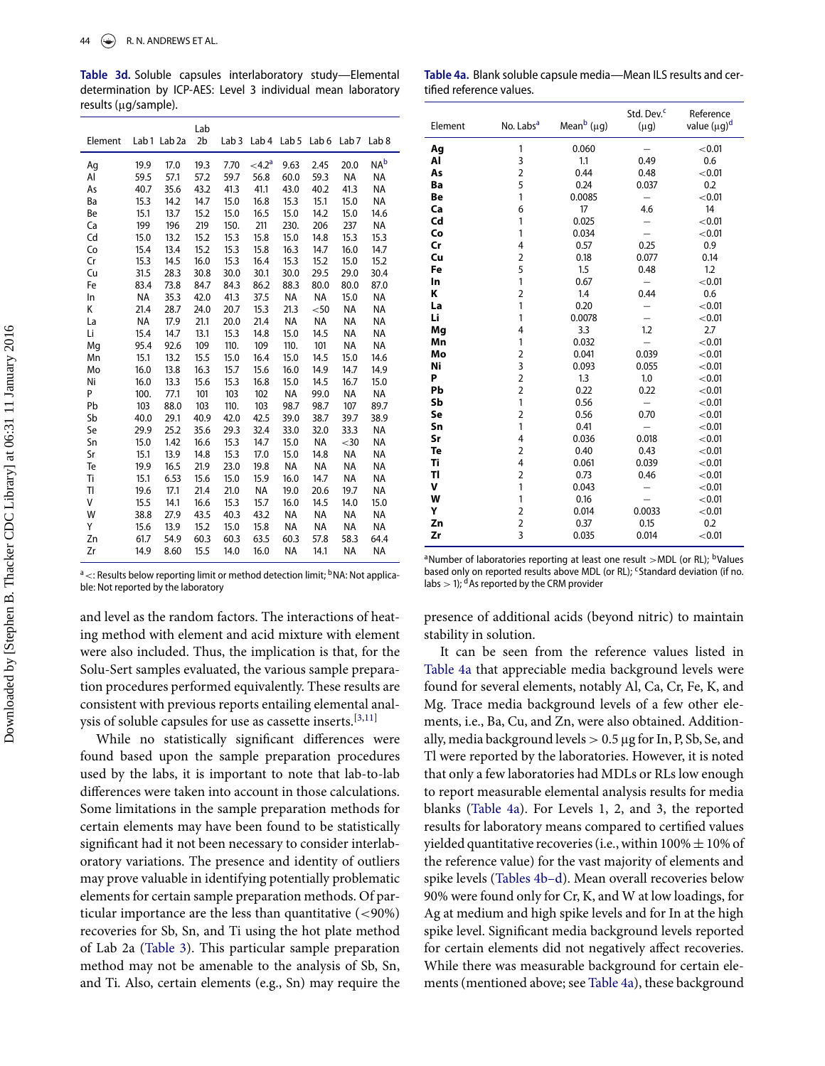**Table 3d.** Soluble capsules interlaboratory study—Elemental determination by ICP-AES: Level 3 individual mean laboratory results (μg/sample).

| Element | Lab 1 | Lab 2a | Lab 2b | Lab 3 | Lab 4 | Lab 5 | Lab 6 | Lab 7 | Lab 8 |
|---|---|---|---|---|---|---|---|---|---|
| Ag | 19.9 | 17.0 | 19.3 | 7.70 | <4.2[a] | 9.63 | 2.45 | 20.0 | NA[b] |
| Al | 59.5 | 57.1 | 57.2 | 59.7 | 56.8 | 60.0 | 59.3 | NA | NA |
| As | 40.7 | 35.6 | 43.2 | 41.3 | 41.1 | 43.0 | 40.2 | 41.3 | NA |
| Ba | 15.3 | 14.2 | 14.7 | 15.0 | 16.8 | 15.3 | 15.1 | 15.0 | NA |
| Be | 15.1 | 13.7 | 15.2 | 15.0 | 16.5 | 15.0 | 14.2 | 15.0 | 14.6 |
| Ca | 199 | 196 | 219 | 150. | 211 | 230. | 206 | 237 | NA |
| Cd | 15.0 | 13.2 | 15.2 | 15.3 | 15.8 | 15.0 | 14.8 | 15.3 | 15.3 |
| Co | 15.4 | 13.4 | 15.2 | 15.3 | 15.8 | 16.3 | 14.7 | 16.0 | 14.7 |
| Cr | 15.3 | 14.5 | 16.0 | 15.3 | 16.4 | 15.3 | 15.2 | 15.0 | 15.2 |
| Cu | 31.5 | 28.3 | 30.8 | 30.0 | 30.1 | 30.0 | 29.5 | 29.0 | 30.4 |
| Fe | 83.4 | 73.8 | 84.7 | 84.3 | 86.2 | 88.3 | 80.0 | 80.0 | 87.0 |
| In | NA | 35.3 | 42.0 | 41.3 | 37.5 | NA | NA | 15.0 | NA |
| K | 21.4 | 28.7 | 24.0 | 20.7 | 15.3 | 21.3 | <50 | NA | NA |
| La | NA | 17.9 | 21.1 | 20.0 | 21.4 | NA | NA | NA | NA |
| Li | 15.4 | 14.7 | 13.1 | 15.3 | 14.8 | 15.0 | 14.5 | NA | NA |
| Mg | 95.4 | 92.6 | 109 | 110. | 109 | 110. | 101 | NA | NA |
| Mn | 15.1 | 13.2 | 15.5 | 15.0 | 16.4 | 15.0 | 14.5 | 15.0 | 14.6 |
| Mo | 16.0 | 13.8 | 16.3 | 15.7 | 15.6 | 16.0 | 14.9 | 14.7 | 14.9 |
| Ni | 16.0 | 13.3 | 15.6 | 15.3 | 16.8 | 15.0 | 14.5 | 16.7 | 15.0 |
| P | 100. | 77.1 | 101 | 103 | 102 | NA | 99.0 | NA | NA |
| Pb | 103 | 88.0 | 103 | 110. | 103 | 98.7 | 98.7 | 107 | 89.7 |
| Sb | 40.0 | 29.1 | 40.9 | 42.0 | 42.5 | 39.0 | 38.7 | 39.7 | 38.9 |
| Se | 29.9 | 25.2 | 35.6 | 29.3 | 32.4 | 33.0 | 32.0 | 33.3 | NA |
| Sn | 15.0 | 1.42 | 16.6 | 15.3 | 14.7 | 15.0 | NA | <30 | NA |
| Sr | 15.1 | 13.9 | 14.8 | 15.3 | 17.0 | 15.0 | 14.8 | NA | NA |
| Te | 19.9 | 16.5 | 21.9 | 23.0 | 19.8 | NA | NA | NA | NA |
| Ti | 15.1 | 6.53 | 15.6 | 15.0 | 15.9 | 16.0 | 14.7 | NA | NA |
| Tl | 19.6 | 17.1 | 21.4 | 21.0 | NA | 19.0 | 20.6 | 19.7 | NA |
| V | 15.5 | 14.1 | 16.6 | 15.3 | 15.7 | 16.0 | 14.5 | 14.0 | 15.0 |
| W | 38.8 | 27.9 | 43.5 | 40.3 | 43.2 | NA | NA | NA | NA |
| Y | 15.6 | 13.9 | 15.2 | 15.0 | 15.8 | NA | NA | NA | NA |
| Zn | 61.7 | 54.9 | 60.3 | 60.3 | 63.5 | 60.3 | 57.8 | 58.3 | 64.4 |
| Zr | 14.9 | 8.60 | 15.5 | 14.0 | 16.0 | NA | 14.1 | NA | NA |

[a] <: Results below reporting limit or method detection limit; [b] NA: Not applicable: Not reported by the laboratory

and level as the random factors. The interactions of heating method with element and acid mixture with element were also included. Thus, the implication is that, for the Solu-Sert samples evaluated, the various sample preparation procedures performed equivalently. These results are consistent with previous reports entailing elemental analysis of soluble capsules for use as cassette inserts.[3,11]

While no statistically significant differences were found based upon the sample preparation procedures used by the labs, it is important to note that lab-to-lab differences were taken into account in those calculations. Some limitations in the sample preparation methods for certain elements may have been found to be statistically significant had it not been necessary to consider interlaboratory variations. The presence and identity of outliers may prove valuable in identifying potentially problematic elements for certain sample preparation methods. Of particular importance are the less than quantitative (<90%) recoveries for Sb, Sn, and Ti using the hot plate method of Lab 2a (Table 3). This particular sample preparation method may not be amenable to the analysis of Sb, Sn, and Ti. Also, certain elements (e.g., Sn) may require the presence of additional acids (beyond nitric) to maintain stability in solution.

**Table 4a.** Blank soluble capsule media—Mean ILS results and certified reference values.

| Element | No. Labs[a] | Mean[b] (μg) | Std. Dev.[c] (μg) | Reference value (μg)[d] |
|---|---|---|---|---|
| **Ag** | 1 | 0.060 | – | <0.01 |
| **Al** | 3 | 1.1 | 0.49 | 0.6 |
| **As** | 2 | 0.44 | 0.48 | <0.01 |
| **Ba** | 5 | 0.24 | 0.037 | 0.2 |
| **Be** | 1 | 0.0085 | – | <0.01 |
| **Ca** | 6 | 17 | 4.6 | 14 |
| **Cd** | 1 | 0.025 | – | <0.01 |
| **Co** | 1 | 0.034 | – | <0.01 |
| **Cr** | 4 | 0.57 | 0.25 | 0.9 |
| **Cu** | 2 | 0.18 | 0.077 | 0.14 |
| **Fe** | 5 | 1.5 | 0.48 | 1.2 |
| **In** | 1 | 0.67 | – | <0.01 |
| **K** | 2 | 1.4 | 0.44 | 0.6 |
| **La** | 1 | 0.20 | – | <0.01 |
| **Li** | 1 | 0.0078 | – | <0.01 |
| **Mg** | 4 | 3.3 | 1.2 | 2.7 |
| **Mn** | 1 | 0.032 | – | <0.01 |
| **Mo** | 2 | 0.041 | 0.039 | <0.01 |
| **Ni** | 3 | 0.093 | 0.055 | <0.01 |
| **P** | 2 | 1.3 | 1.0 | <0.01 |
| **Pb** | 2 | 0.22 | 0.22 | <0.01 |
| **Sb** | 1 | 0.56 | – | <0.01 |
| **Se** | 2 | 0.56 | 0.70 | <0.01 |
| **Sn** | 1 | 0.41 | – | <0.01 |
| **Sr** | 4 | 0.036 | 0.018 | <0.01 |
| **Te** | 2 | 0.40 | 0.43 | <0.01 |
| **Ti** | 4 | 0.061 | 0.039 | <0.01 |
| **Tl** | 2 | 0.73 | 0.46 | <0.01 |
| **V** | 1 | 0.043 | – | <0.01 |
| **W** | 1 | 0.16 | – | <0.01 |
| **Y** | 2 | 0.014 | 0.0033 | <0.01 |
| **Zn** | 2 | 0.37 | 0.15 | 0.2 |
| **Zr** | 3 | 0.035 | 0.014 | <0.01 |

[a] Number of laboratories reporting at least one result >MDL (or RL); [b] Values based only on reported results above MDL (or RL); [c] Standard deviation (if no. labs > 1); [d] As reported by the CRM provider

It can be seen from the reference values listed in Table 4a that appreciable media background levels were found for several elements, notably Al, Ca, Cr, Fe, K, and Mg. Trace media background levels of a few other elements, i.e., Ba, Cu, and Zn, were also obtained. Additionally, media background levels > 0.5 μg for In, P, Sb, Se, and Tl were reported by the laboratories. However, it is noted that only a few laboratories had MDLs or RLs low enough to report measurable elemental analysis results for media blanks (Table 4a). For Levels 1, 2, and 3, the reported results for laboratory means compared to certified values yielded quantitative recoveries (i.e., within 100% ± 10% of the reference value) for the vast majority of elements and spike levels (Tables 4b–d). Mean overall recoveries below 90% were found only for Cr, K, and W at low loadings, for Ag at medium and high spike levels and for In at the high spike level. Significant media background levels reported for certain elements did not negatively affect recoveries. While there was measurable background for certain elements (mentioned above; see Table 4a), these background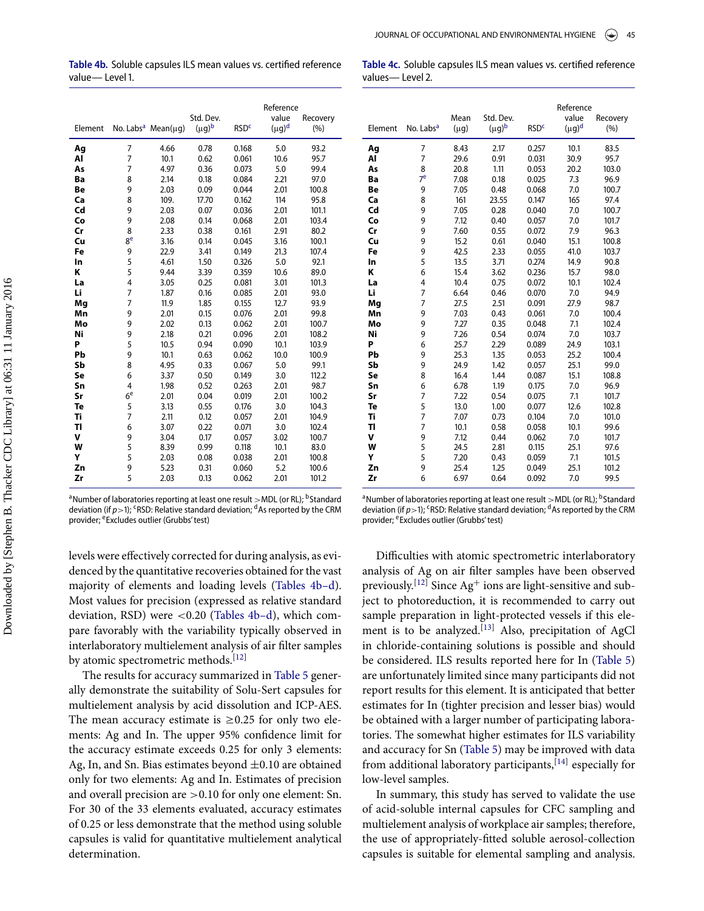**Table 4b.** Soluble capsules ILS mean values vs. certified reference value— Level 1.

| Element | No. Labs[a] | Mean(μg) | Std. Dev. (μg)[b] | RSD[c] | Reference value (μg)[d] | Recovery (%) |
|---|---|---|---|---|---|---|
| **Ag** | 7 | 4.66 | 0.78 | 0.168 | 5.0 | 93.2 |
| **Al** | 7 | 10.1 | 0.62 | 0.061 | 10.6 | 95.7 |
| **As** | 7 | 4.97 | 0.36 | 0.073 | 5.0 | 99.4 |
| **Ba** | 8 | 2.14 | 0.18 | 0.084 | 2.21 | 97.0 |
| **Be** | 9 | 2.03 | 0.09 | 0.044 | 2.01 | 100.8 |
| **Ca** | 8 | 109. | 17.70 | 0.162 | 114 | 95.8 |
| **Cd** | 9 | 2.03 | 0.07 | 0.036 | 2.01 | 101.1 |
| **Co** | 9 | 2.08 | 0.14 | 0.068 | 2.01 | 103.4 |
| **Cr** | 8 | 2.33 | 0.38 | 0.161 | 2.91 | 80.2 |
| **Cu** | 8[e] | 3.16 | 0.14 | 0.045 | 3.16 | 100.1 |
| **Fe** | 9 | 22.9 | 3.41 | 0.149 | 21.3 | 107.4 |
| **In** | 5 | 4.61 | 1.50 | 0.326 | 5.0 | 92.1 |
| **K** | 5 | 9.44 | 3.39 | 0.359 | 10.6 | 89.0 |
| **La** | 4 | 3.05 | 0.25 | 0.081 | 3.01 | 101.3 |
| **Li** | 7 | 1.87 | 0.16 | 0.085 | 2.01 | 93.0 |
| **Mg** | 7 | 11.9 | 1.85 | 0.155 | 12.7 | 93.9 |
| **Mn** | 9 | 2.01 | 0.15 | 0.076 | 2.01 | 99.8 |
| **Mo** | 9 | 2.02 | 0.13 | 0.062 | 2.01 | 100.7 |
| **Ni** | 9 | 2.18 | 0.21 | 0.096 | 2.01 | 108.2 |
| **P** | 5 | 10.5 | 0.94 | 0.090 | 10.1 | 103.9 |
| **Pb** | 9 | 10.1 | 0.63 | 0.062 | 10.0 | 100.9 |
| **Sb** | 8 | 4.95 | 0.33 | 0.067 | 5.0 | 99.1 |
| **Se** | 6 | 3.37 | 0.50 | 0.149 | 3.0 | 112.2 |
| **Sn** | 4 | 1.98 | 0.52 | 0.263 | 2.01 | 98.7 |
| **Sr** | 6[e] | 2.01 | 0.04 | 0.019 | 2.01 | 100.2 |
| **Te** | 5 | 3.13 | 0.55 | 0.176 | 3.0 | 104.3 |
| **Ti** | 7 | 2.11 | 0.12 | 0.057 | 2.01 | 104.9 |
| **Tl** | 6 | 3.07 | 0.22 | 0.071 | 3.0 | 102.4 |
| **V** | 9 | 3.04 | 0.17 | 0.057 | 3.02 | 100.7 |
| **W** | 5 | 8.39 | 0.99 | 0.118 | 10.1 | 83.0 |
| **Y** | 5 | 2.03 | 0.08 | 0.038 | 2.01 | 100.8 |
| **Zn** | 9 | 5.23 | 0.31 | 0.060 | 5.2 | 100.6 |
| **Zr** | 5 | 2.03 | 0.13 | 0.062 | 2.01 | 101.2 |

[a]Number of laboratories reporting at least one result >MDL (or RL); [b]Standard deviation (if $p>1$); [c]RSD: Relative standard deviation; [d]As reported by the CRM provider; [e]Excludes outlier (Grubbs' test)

**Table 4c.** Soluble capsules ILS mean values vs. certified reference values— Level 2.

| Element | No. Labs[a] | Mean (μg) | Std. Dev. (μg)[b] | RSD[c] | Reference value (μg)[d] | Recovery (%) |
|---|---|---|---|---|---|---|
| **Ag** | 7 | 8.43 | 2.17 | 0.257 | 10.1 | 83.5 |
| **Al** | 7 | 29.6 | 0.91 | 0.031 | 30.9 | 95.7 |
| **As** | 8 | 20.8 | 1.11 | 0.053 | 20.2 | 103.0 |
| **Ba** | 7[e] | 7.08 | 0.18 | 0.025 | 7.3 | 96.9 |
| **Be** | 9 | 7.05 | 0.48 | 0.068 | 7.0 | 100.7 |
| **Ca** | 8 | 161 | 23.55 | 0.147 | 165 | 97.4 |
| **Cd** | 9 | 7.05 | 0.28 | 0.040 | 7.0 | 100.7 |
| **Co** | 9 | 7.12 | 0.40 | 0.057 | 7.0 | 101.7 |
| **Cr** | 9 | 7.60 | 0.55 | 0.072 | 7.9 | 96.3 |
| **Cu** | 9 | 15.2 | 0.61 | 0.040 | 15.1 | 100.8 |
| **Fe** | 9 | 42.5 | 2.33 | 0.055 | 41.0 | 103.7 |
| **In** | 5 | 13.5 | 3.71 | 0.274 | 14.9 | 90.8 |
| **K** | 6 | 15.4 | 3.62 | 0.236 | 15.7 | 98.0 |
| **La** | 4 | 10.4 | 0.75 | 0.072 | 10.1 | 102.4 |
| **Li** | 7 | 6.64 | 0.46 | 0.070 | 7.0 | 94.9 |
| **Mg** | 7 | 27.5 | 2.51 | 0.091 | 27.9 | 98.7 |
| **Mn** | 9 | 7.03 | 0.43 | 0.061 | 7.0 | 100.4 |
| **Mo** | 9 | 7.27 | 0.35 | 0.048 | 7.1 | 102.4 |
| **Ni** | 9 | 7.26 | 0.54 | 0.074 | 7.0 | 103.7 |
| **P** | 6 | 25.7 | 2.29 | 0.089 | 24.9 | 103.1 |
| **Pb** | 9 | 25.3 | 1.35 | 0.053 | 25.2 | 100.4 |
| **Sb** | 9 | 24.9 | 1.42 | 0.057 | 25.1 | 99.0 |
| **Se** | 8 | 16.4 | 1.44 | 0.087 | 15.1 | 108.8 |
| **Sn** | 6 | 6.78 | 1.19 | 0.175 | 7.0 | 96.9 |
| **Sr** | 7 | 7.22 | 0.54 | 0.075 | 7.1 | 101.7 |
| **Te** | 5 | 13.0 | 1.00 | 0.077 | 12.6 | 102.8 |
| **Ti** | 7 | 7.07 | 0.73 | 0.104 | 7.0 | 101.0 |
| **Tl** | 7 | 10.1 | 0.58 | 0.058 | 10.1 | 99.6 |
| **V** | 9 | 7.12 | 0.44 | 0.062 | 7.0 | 101.7 |
| **W** | 5 | 24.5 | 2.81 | 0.115 | 25.1 | 97.6 |
| **Y** | 5 | 7.20 | 0.43 | 0.059 | 7.1 | 101.5 |
| **Zn** | 9 | 25.4 | 1.25 | 0.049 | 25.1 | 101.2 |
| **Zr** | 6 | 6.97 | 0.64 | 0.092 | 7.0 | 99.5 |

[a]Number of laboratories reporting at least one result >MDL (or RL); [b]Standard deviation (if $p>1$); [c]RSD: Relative standard deviation; [d]As reported by the CRM provider; [e]Excludes outlier (Grubbs' test)

levels were effectively corrected for during analysis, as evidenced by the quantitative recoveries obtained for the vast majority of elements and loading levels (Tables 4b–d). Most values for precision (expressed as relative standard deviation, RSD) were $<0.20$ (Tables 4b–d), which compare favorably with the variability typically observed in interlaboratory multielement analysis of air filter samples by atomic spectrometric methods.[12]

The results for accuracy summarized in Table 5 generally demonstrate the suitability of Solu-Sert capsules for multielement analysis by acid dissolution and ICP-AES. The mean accuracy estimate is $\geq 0.25$ for only two elements: Ag and In. The upper 95% confidence limit for the accuracy estimate exceeds 0.25 for only 3 elements: Ag, In, and Sn. Bias estimates beyond $\pm 0.10$ are obtained only for two elements: Ag and In. Estimates of precision and overall precision are $>0.10$ for only one element: Sn. For 30 of the 33 elements evaluated, accuracy estimates of 0.25 or less demonstrate that the method using soluble capsules is valid for quantitative multielement analytical determination.

Difficulties with atomic spectrometric interlaboratory analysis of Ag on air filter samples have been observed previously.[12] Since $Ag^{+}$ ions are light-sensitive and subject to photoreduction, it is recommended to carry out sample preparation in light-protected vessels if this element is to be analyzed.[13] Also, precipitation of AgCl in chloride-containing solutions is possible and should be considered. ILS results reported here for In (Table 5) are unfortunately limited since many participants did not report results for this element. It is anticipated that better estimates for In (tighter precision and lesser bias) would be obtained with a larger number of participating laboratories. The somewhat higher estimates for ILS variability and accuracy for Sn (Table 5) may be improved with data from additional laboratory participants,[14] especially for low-level samples.

In summary, this study has served to validate the use of acid-soluble internal capsules for CFC sampling and multielement analysis of workplace air samples; therefore, the use of appropriately-fitted soluble aerosol-collection capsules is suitable for elemental sampling and analysis.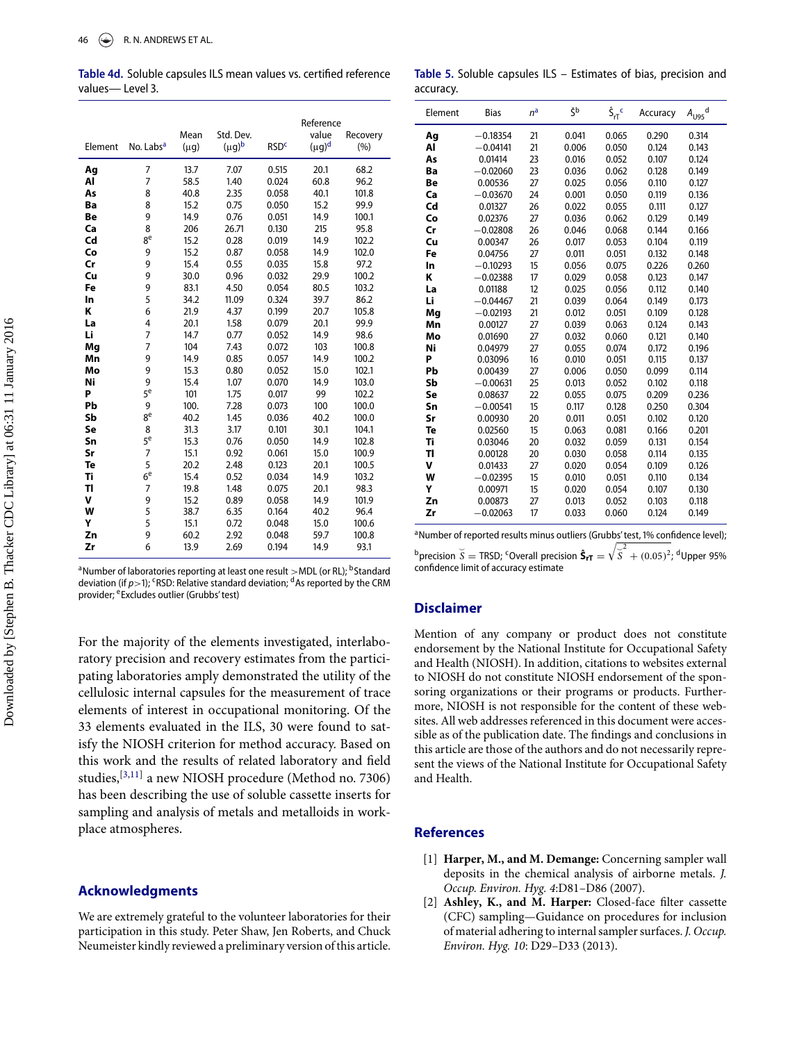**Table 4d.** Soluble capsules ILS mean values vs. certified reference values— Level 3.

| Element | No. Labs[a] | Mean (μg) | Std. Dev. (μg)[b] | RSD[c] | Reference value (μg)[d] | Recovery (%) |
|---|---|---|---|---|---|---|
| **Ag** | 7 | 13.7 | 7.07 | 0.515 | 20.1 | 68.2 |
| **Al** | 7 | 58.5 | 1.40 | 0.024 | 60.8 | 96.2 |
| **As** | 8 | 40.8 | 2.35 | 0.058 | 40.1 | 101.8 |
| **Ba** | 8 | 15.2 | 0.75 | 0.050 | 15.2 | 99.9 |
| **Be** | 9 | 14.9 | 0.76 | 0.051 | 14.9 | 100.1 |
| **Ca** | 8 | 206 | 26.71 | 0.130 | 215 | 95.8 |
| **Cd** | 8[e] | 15.2 | 0.28 | 0.019 | 14.9 | 102.2 |
| **Co** | 9 | 15.2 | 0.87 | 0.058 | 14.9 | 102.0 |
| **Cr** | 9 | 15.4 | 0.55 | 0.035 | 15.8 | 97.2 |
| **Cu** | 9 | 30.0 | 0.96 | 0.032 | 29.9 | 100.2 |
| **Fe** | 9 | 83.1 | 4.50 | 0.054 | 80.5 | 103.2 |
| **In** | 5 | 34.2 | 11.09 | 0.324 | 39.7 | 86.2 |
| **K** | 6 | 21.9 | 4.37 | 0.199 | 20.7 | 105.8 |
| **La** | 4 | 20.1 | 1.58 | 0.079 | 20.1 | 99.9 |
| **Li** | 7 | 14.7 | 0.77 | 0.052 | 14.9 | 98.6 |
| **Mg** | 7 | 104 | 7.43 | 0.072 | 103 | 100.8 |
| **Mn** | 9 | 14.9 | 0.85 | 0.057 | 14.9 | 100.2 |
| **Mo** | 9 | 15.3 | 0.80 | 0.052 | 15.0 | 102.1 |
| **Ni** | 9 | 15.4 | 1.07 | 0.070 | 14.9 | 103.0 |
| **P** | 5[e] | 101 | 1.75 | 0.017 | 99 | 102.2 |
| **Pb** | 9 | 100. | 7.28 | 0.073 | 100 | 100.0 |
| **Sb** | 8[e] | 40.2 | 1.45 | 0.036 | 40.2 | 100.0 |
| **Se** | 8 | 31.3 | 3.17 | 0.101 | 30.1 | 104.1 |
| **Sn** | 5[e] | 15.3 | 0.76 | 0.050 | 14.9 | 102.8 |
| **Sr** | 7 | 15.1 | 0.92 | 0.061 | 15.0 | 100.9 |
| **Te** | 5 | 20.2 | 2.48 | 0.123 | 20.1 | 100.5 |
| **Ti** | 6[e] | 15.4 | 0.52 | 0.034 | 14.9 | 103.2 |
| **Tl** | 7 | 19.8 | 1.48 | 0.075 | 20.1 | 98.3 |
| **V** | 9 | 15.2 | 0.89 | 0.058 | 14.9 | 101.9 |
| **W** | 5 | 38.7 | 6.35 | 0.164 | 40.2 | 96.4 |
| **Y** | 5 | 15.1 | 0.72 | 0.048 | 15.0 | 100.6 |
| **Zn** | 9 | 60.2 | 2.92 | 0.048 | 59.7 | 100.8 |
| **Zr** | 6 | 13.9 | 2.69 | 0.194 | 14.9 | 93.1 |

[a]Number of laboratories reporting at least one result >MDL (or RL); [b]Standard deviation (if $p>1$); [c]RSD: Relative standard deviation; [d]As reported by the CRM provider; [e]Excludes outlier (Grubbs' test)

For the majority of the elements investigated, interlaboratory precision and recovery estimates from the participating laboratories amply demonstrated the utility of the cellulosic internal capsules for the measurement of trace elements of interest in occupational monitoring. Of the 33 elements evaluated in the ILS, 30 were found to satisfy the NIOSH criterion for method accuracy. Based on this work and the results of related laboratory and field studies,[3,11] a new NIOSH procedure (Method no. 7306) has been describing the use of soluble cassette inserts for sampling and analysis of metals and metalloids in workplace atmospheres.

## Acknowledgments

We are extremely grateful to the volunteer laboratories for their participation in this study. Peter Shaw, Jen Roberts, and Chuck Neumeister kindly reviewed a preliminary version of this article.

**Table 5.** Soluble capsules ILS – Estimates of bias, precision and accuracy.

| Element | Bias | $n$[a] | $\breve{S}$[b] | $\hat{S}_{rT}$[c] | Accuracy | $A_{U95}$[d] |
|---|---|---|---|---|---|---|
| **Ag** | −0.18354 | 21 | 0.041 | 0.065 | 0.290 | 0.314 |
| **Al** | −0.04141 | 21 | 0.006 | 0.050 | 0.124 | 0.143 |
| **As** | 0.01414 | 23 | 0.016 | 0.052 | 0.107 | 0.124 |
| **Ba** | −0.02060 | 23 | 0.036 | 0.062 | 0.128 | 0.149 |
| **Be** | 0.00536 | 27 | 0.025 | 0.056 | 0.110 | 0.127 |
| **Ca** | −0.03670 | 24 | 0.001 | 0.050 | 0.119 | 0.136 |
| **Cd** | 0.01327 | 26 | 0.022 | 0.055 | 0.111 | 0.127 |
| **Co** | 0.02376 | 27 | 0.036 | 0.062 | 0.129 | 0.149 |
| **Cr** | −0.02808 | 26 | 0.046 | 0.068 | 0.144 | 0.166 |
| **Cu** | 0.00347 | 26 | 0.017 | 0.053 | 0.104 | 0.119 |
| **Fe** | 0.04756 | 27 | 0.011 | 0.051 | 0.132 | 0.148 |
| **In** | −0.10293 | 15 | 0.056 | 0.075 | 0.226 | 0.260 |
| **K** | −0.02388 | 17 | 0.029 | 0.058 | 0.123 | 0.147 |
| **La** | 0.01188 | 12 | 0.025 | 0.056 | 0.112 | 0.140 |
| **Li** | −0.04467 | 21 | 0.039 | 0.064 | 0.149 | 0.173 |
| **Mg** | −0.02193 | 21 | 0.012 | 0.051 | 0.109 | 0.128 |
| **Mn** | 0.00127 | 27 | 0.039 | 0.063 | 0.124 | 0.143 |
| **Mo** | 0.01690 | 27 | 0.032 | 0.060 | 0.121 | 0.140 |
| **Ni** | 0.04979 | 27 | 0.055 | 0.074 | 0.172 | 0.196 |
| **P** | 0.03096 | 16 | 0.010 | 0.051 | 0.115 | 0.137 |
| **Pb** | 0.00439 | 27 | 0.006 | 0.050 | 0.099 | 0.114 |
| **Sb** | −0.00631 | 25 | 0.013 | 0.052 | 0.102 | 0.118 |
| **Se** | 0.08637 | 22 | 0.055 | 0.075 | 0.209 | 0.236 |
| **Sn** | −0.00541 | 15 | 0.117 | 0.128 | 0.250 | 0.304 |
| **Sr** | 0.00930 | 20 | 0.011 | 0.051 | 0.102 | 0.120 |
| **Te** | 0.02560 | 15 | 0.063 | 0.081 | 0.166 | 0.201 |
| **Ti** | 0.03046 | 20 | 0.032 | 0.059 | 0.131 | 0.154 |
| **Tl** | 0.00128 | 20 | 0.030 | 0.058 | 0.114 | 0.135 |
| **V** | 0.01433 | 27 | 0.020 | 0.054 | 0.109 | 0.126 |
| **W** | −0.02395 | 15 | 0.010 | 0.051 | 0.110 | 0.134 |
| **Y** | 0.00971 | 15 | 0.020 | 0.054 | 0.107 | 0.130 |
| **Zn** | 0.00873 | 27 | 0.013 | 0.052 | 0.103 | 0.118 |
| **Zr** | −0.02063 | 17 | 0.033 | 0.060 | 0.124 | 0.149 |

[a]Number of reported results minus outliers (Grubbs' test, 1% confidence level); [b]precision $\breve{S}$ = TRSD; [c]Overall precision $\hat{S}_{rT} = \sqrt{\breve{S}^2 + (0.05)^2}$; [d]Upper 95% confidence limit of accuracy estimate

## Disclaimer

Mention of any company or product does not constitute endorsement by the National Institute for Occupational Safety and Health (NIOSH). In addition, citations to websites external to NIOSH do not constitute NIOSH endorsement of the sponsoring organizations or their programs or products. Furthermore, NIOSH is not responsible for the content of these websites. All web addresses referenced in this document were accessible as of the publication date. The findings and conclusions in this article are those of the authors and do not necessarily represent the views of the National Institute for Occupational Safety and Health.

## References

[1] **Harper, M., and M. Demange:** Concerning sampler wall deposits in the chemical analysis of airborne metals. *J. Occup. Environ. Hyg. 4*:D81–D86 (2007).

[2] **Ashley, K., and M. Harper:** Closed-face filter cassette (CFC) sampling—Guidance on procedures for inclusion of material adhering to internal sampler surfaces. *J. Occup. Environ. Hyg. 10*: D29–D33 (2013).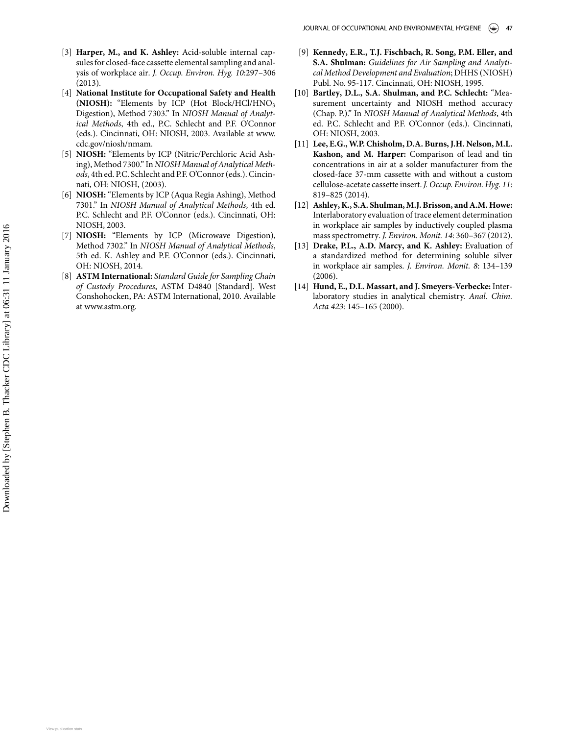[3] **Harper, M., and K. Ashley:** Acid-soluble internal capsules for closed-face cassette elemental sampling and analysis of workplace air. *J. Occup. Environ. Hyg. 10*:297–306 (2013).

[4] **National Institute for Occupational Safety and Health (NIOSH):** "Elements by ICP (Hot Block/HCl/$HNO_3$ Digestion), Method 7303." In *NIOSH Manual of Analytical Methods*, 4th ed., P.C. Schlecht and P.F. O'Connor (eds.). Cincinnati, OH: NIOSH, 2003. Available at www.cdc.gov/niosh/nmam.

[5] **NIOSH:** "Elements by ICP (Nitric/Perchloric Acid Ashing), Method 7300." In *NIOSH Manual of Analytical Methods*, 4th ed. P.C. Schlecht and P.F. O'Connor (eds.). Cincinnati, OH: NIOSH, (2003).

[6] **NIOSH:** "Elements by ICP (Aqua Regia Ashing), Method 7301." In *NIOSH Manual of Analytical Methods*, 4th ed. P.C. Schlecht and P.F. O'Connor (eds.). Cincinnati, OH: NIOSH, 2003.

[7] **NIOSH:** "Elements by ICP (Microwave Digestion), Method 7302." In *NIOSH Manual of Analytical Methods*, 5th ed. K. Ashley and P.F. O'Connor (eds.). Cincinnati, OH: NIOSH, 2014.

[8] **ASTM International:** *Standard Guide for Sampling Chain of Custody Procedures*, ASTM D4840 [Standard]. West Conshohocken, PA: ASTM International, 2010. Available at www.astm.org.

[9] **Kennedy, E.R., T.J. Fischbach, R. Song, P.M. Eller, and S.A. Shulman:** *Guidelines for Air Sampling and Analytical Method Development and Evaluation*; DHHS (NIOSH) Publ. No. 95-117. Cincinnati, OH: NIOSH, 1995.

[10] **Bartley, D.L., S.A. Shulman, and P.C. Schlecht:** "Measurement uncertainty and NIOSH method accuracy (Chap. P.)." In *NIOSH Manual of Analytical Methods*, 4th ed. P.C. Schlecht and P.F. O'Connor (eds.). Cincinnati, OH: NIOSH, 2003.

[11] **Lee, E.G., W.P. Chisholm, D.A. Burns, J.H. Nelson, M.L. Kashon, and M. Harper:** Comparison of lead and tin concentrations in air at a solder manufacturer from the closed-face 37-mm cassette with and without a custom cellulose-acetate cassette insert. *J. Occup. Environ. Hyg. 11*: 819–825 (2014).

[12] **Ashley, K., S.A. Shulman, M.J. Brisson, and A.M. Howe:** Interlaboratory evaluation of trace element determination in workplace air samples by inductively coupled plasma mass spectrometry. *J. Environ. Monit. 14*: 360–367 (2012).

[13] **Drake, P.L., A.D. Marcy, and K. Ashley:** Evaluation of a standardized method for determining soluble silver in workplace air samples. *J. Environ. Monit. 8*: 134–139 (2006).

[14] **Hund, E., D.L. Massart, and J. Smeyers-Verbecke:** Interlaboratory studies in analytical chemistry. *Anal. Chim. Acta 423*: 145–165 (2000).